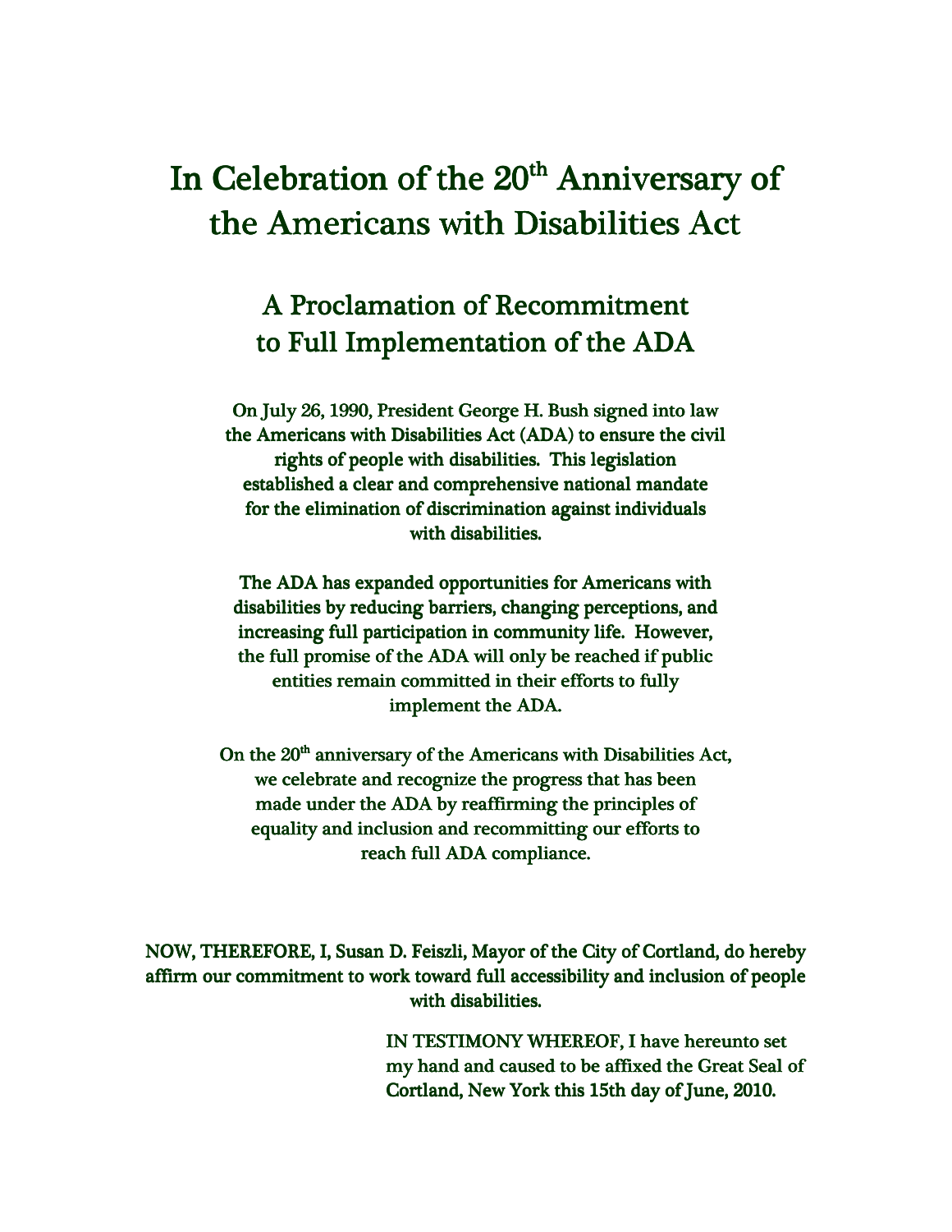# In Celebration of the 20th Anniversary of the Americans with Disabilities Act

## A Proclamation of Recommitment to Full Implementation of the ADA

**On July 26, 1990, President George H. Bush signed into law the Americans with Disabilities Act (ADA) to ensure the civil rights of people with disabilities. This legislation established a clear and comprehensive national mandate for the elimination of discrimination against individuals with disabilities.**

**The ADA has expanded opportunities for Americans with disabilities by reducing barriers, changing perceptions, and increasing full participation in community life. However, the full promise of the ADA will only be reached if public entities remain committed in their efforts to fully implement the ADA.**

**On the 20th anniversary of the Americans with Disabilities Act, we celebrate and recognize the progress that has been made under the ADA by reaffirming the principles of equality and inclusion and recommitting our efforts to reach full ADA compliance.**

**NOW, THEREFORE, I, Susan D. Feiszli, Mayor of the City of Cortland, do hereby affirm our commitment to work toward full accessibility and inclusion of people with disabilities.**

**IN TESTIMONY WHEREOF, I have hereunto set my hand and caused to be affixed the Great Seal of Cortland, New York this 15th day of June, 2010.**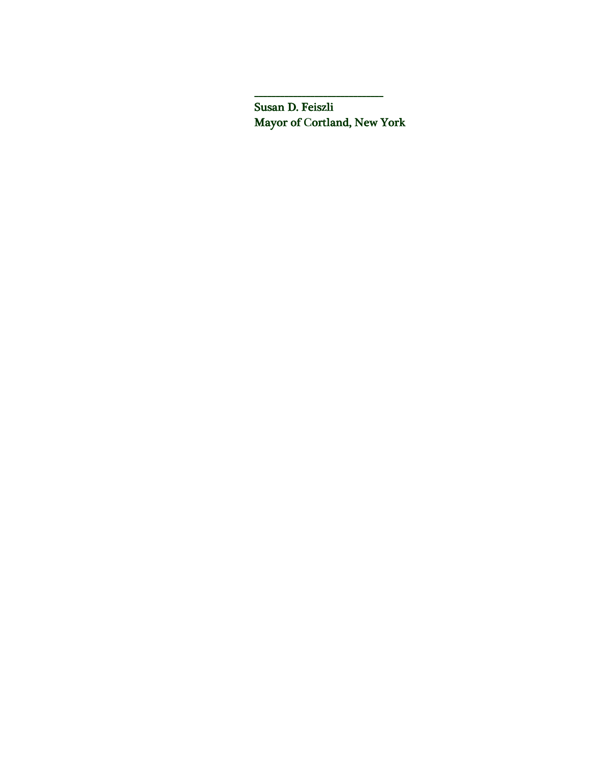\_\_\_\_\_\_\_\_\_\_\_\_\_\_\_\_\_\_\_\_\_\_\_\_

**Susan D. Feiszli**
**Mayor of Cortland, New York**